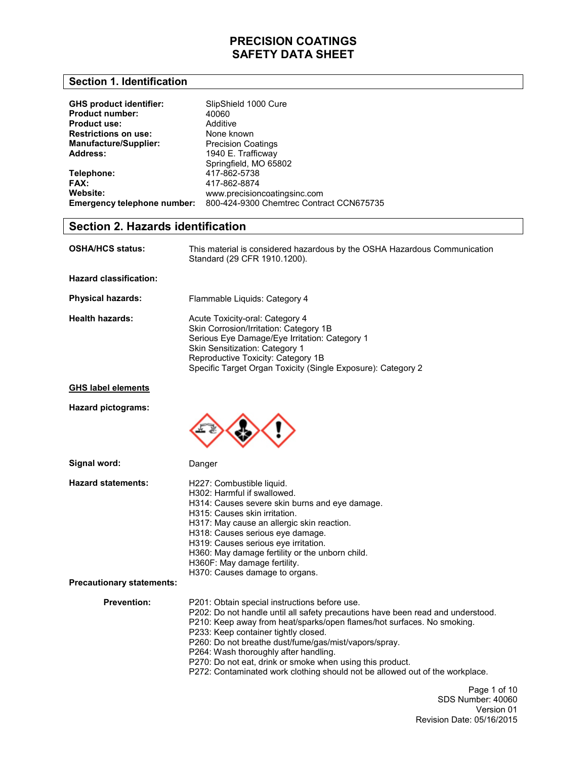# PRECISION COATINGS
# SAFETY DATA SHEET

## Section 1. Identification

**GHS product identifier:** SlipShield 1000 Cure
**Product number:** 40060
**Product use:** Additive
**Restrictions on use:** None known
**Manufacture/Supplier:** Precision Coatings
**Address:** 1940 E. Trafficway
Springfield, MO 65802
**Telephone:** 417-862-5738
**FAX:** 417-862-8874
**Website:** www.precisioncoatingsinc.com
**Emergency telephone number:** 800-424-9300 Chemtrec Contract CCN675735

## Section 2. Hazards identification

**OSHA/HCS status:** This material is considered hazardous by the OSHA Hazardous Communication Standard (29 CFR 1910.1200).

**Hazard classification:**

**Physical hazards:** Flammable Liquids: Category 4

**Health hazards:**
Acute Toxicity-oral: Category 4
Skin Corrosion/Irritation: Category 1B
Serious Eye Damage/Eye Irritation: Category 1
Skin Sensitization: Category 1
Reproductive Toxicity: Category 1B
Specific Target Organ Toxicity (Single Exposure): Category 2

**GHS label elements**

**Hazard pictograms:**

**Signal word:** Danger

**Hazard statements:**
H227: Combustible liquid.
H302: Harmful if swallowed.
H314: Causes severe skin burns and eye damage.
H315: Causes skin irritation.
H317: May cause an allergic skin reaction.
H318: Causes serious eye damage.
H319: Causes serious eye irritation.
H360: May damage fertility or the unborn child.
H360F: May damage fertility.
H370: Causes damage to organs.

**Precautionary statements:**

**Prevention:**
P201: Obtain special instructions before use.
P202: Do not handle until all safety precautions have been read and understood.
P210: Keep away from heat/sparks/open flames/hot surfaces. No smoking.
P233: Keep container tightly closed.
P260: Do not breathe dust/fume/gas/mist/vapors/spray.
P264: Wash thoroughly after handling.
P270: Do not eat, drink or smoke when using this product.
P272: Contaminated work clothing should not be allowed out of the workplace.

SDS Number: 40060
Version 01
Revision Date: 05/16/2015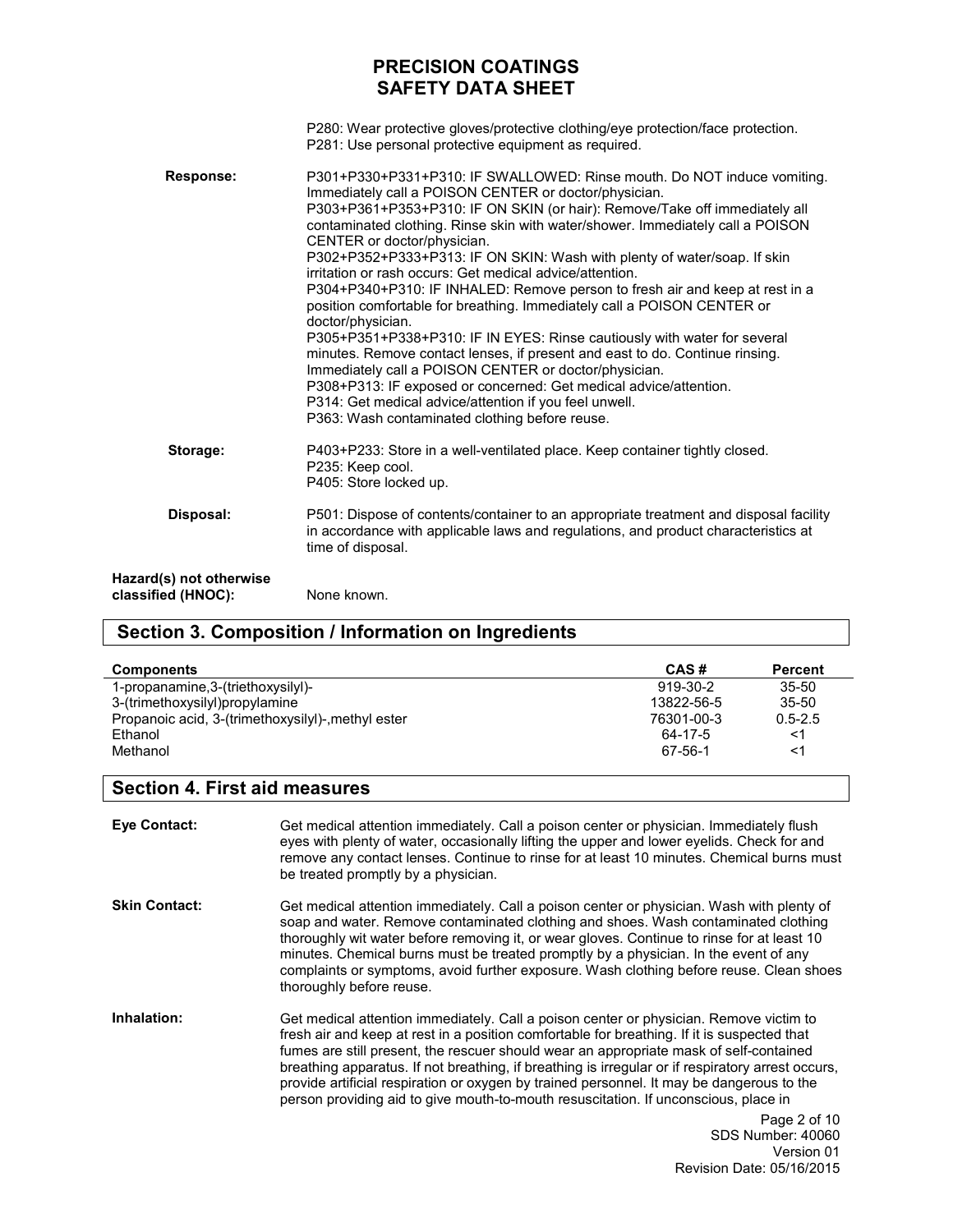P280: Wear protective gloves/protective clothing/eye protection/face protection.
P281: Use personal protective equipment as required.

**Response:**

P301+P330+P331+P310: IF SWALLOWED: Rinse mouth. Do NOT induce vomiting. Immediately call a POISON CENTER or doctor/physician.
P303+P361+P353+P310: IF ON SKIN (or hair): Remove/Take off immediately all contaminated clothing. Rinse skin with water/shower. Immediately call a POISON CENTER or doctor/physician.
P302+P352+P333+P313: IF ON SKIN: Wash with plenty of water/soap. If skin irritation or rash occurs: Get medical advice/attention.
P304+P340+P310: IF INHALED: Remove person to fresh air and keep at rest in a position comfortable for breathing. Immediately call a POISON CENTER or doctor/physician.
P305+P351+P338+P310: IF IN EYES: Rinse cautiously with water for several minutes. Remove contact lenses, if present and east to do. Continue rinsing. Immediately call a POISON CENTER or doctor/physician.
P308+P313: IF exposed or concerned: Get medical advice/attention.
P314: Get medical advice/attention if you feel unwell.
P363: Wash contaminated clothing before reuse.

**Storage:**

P403+P233: Store in a well-ventilated place. Keep container tightly closed.
P235: Keep cool.
P405: Store locked up.

**Disposal:**

P501: Dispose of contents/container to an appropriate treatment and disposal facility in accordance with applicable laws and regulations, and product characteristics at time of disposal.

**Hazard(s) not otherwise classified (HNOC):** None known.

## Section 3. Composition / Information on Ingredients

| Components | CAS # | Percent |
|---|---|---|
| 1-propanamine,3-(triethoxysilyl)- | 919-30-2 | 35-50 |
| 3-(trimethoxysilyl)propylamine | 13822-56-5 | 35-50 |
| Propanoic acid, 3-(trimethoxysilyl)-,methyl ester | 76301-00-3 | 0.5-2.5 |
| Ethanol | 64-17-5 | <1 |
| Methanol | 67-56-1 | <1 |

## Section 4. First aid measures

**Eye Contact:** Get medical attention immediately. Call a poison center or physician. Immediately flush eyes with plenty of water, occasionally lifting the upper and lower eyelids. Check for and remove any contact lenses. Continue to rinse for at least 10 minutes. Chemical burns must be treated promptly by a physician.

**Skin Contact:** Get medical attention immediately. Call a poison center or physician. Wash with plenty of soap and water. Remove contaminated clothing and shoes. Wash contaminated clothing thoroughly wit water before removing it, or wear gloves. Continue to rinse for at least 10 minutes. Chemical burns must be treated promptly by a physician. In the event of any complaints or symptoms, avoid further exposure. Wash clothing before reuse. Clean shoes thoroughly before reuse.

**Inhalation:** Get medical attention immediately. Call a poison center or physician. Remove victim to fresh air and keep at rest in a position comfortable for breathing. If it is suspected that fumes are still present, the rescuer should wear an appropriate mask of self-contained breathing apparatus. If not breathing, if breathing is irregular or if respiratory arrest occurs, provide artificial respiration or oxygen by trained personnel. It may be dangerous to the person providing aid to give mouth-to-mouth resuscitation. If unconscious, place in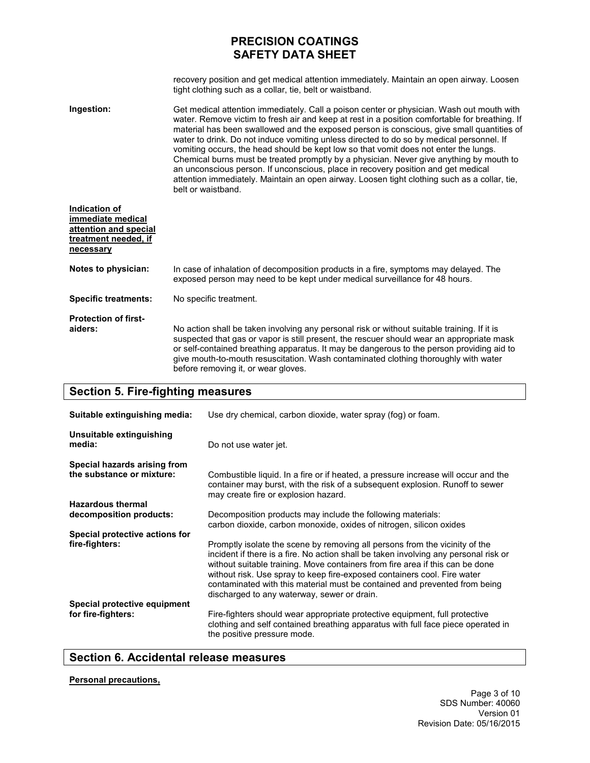recovery position and get medical attention immediately. Maintain an open airway. Loosen tight clothing such as a collar, tie, belt or waistband.

**Ingestion:** Get medical attention immediately. Call a poison center or physician. Wash out mouth with water. Remove victim to fresh air and keep at rest in a position comfortable for breathing. If material has been swallowed and the exposed person is conscious, give small quantities of water to drink. Do not induce vomiting unless directed to do so by medical personnel. If vomiting occurs, the head should be kept low so that vomit does not enter the lungs. Chemical burns must be treated promptly by a physician. Never give anything by mouth to an unconscious person. If unconscious, place in recovery position and get medical attention immediately. Maintain an open airway. Loosen tight clothing such as a collar, tie, belt or waistband.

**Indication of immediate medical attention and special treatment needed, if necessary**

**Notes to physician:** In case of inhalation of decomposition products in a fire, symptoms may delayed. The exposed person may need to be kept under medical surveillance for 48 hours.

**Specific treatments:** No specific treatment.

**Protection of first-aiders:** No action shall be taken involving any personal risk or without suitable training. If it is suspected that gas or vapor is still present, the rescuer should wear an appropriate mask or self-contained breathing apparatus. It may be dangerous to the person providing aid to give mouth-to-mouth resuscitation. Wash contaminated clothing thoroughly with water before removing it, or wear gloves.

## Section 5. Fire-fighting measures

**Suitable extinguishing media:** Use dry chemical, carbon dioxide, water spray (fog) or foam.

**Unsuitable extinguishing media:** Do not use water jet.

**Special hazards arising from the substance or mixture:** Combustible liquid. In a fire or if heated, a pressure increase will occur and the container may burst, with the risk of a subsequent explosion. Runoff to sewer may create fire or explosion hazard.

**Hazardous thermal decomposition products:** Decomposition products may include the following materials: carbon dioxide, carbon monoxide, oxides of nitrogen, silicon oxides

**Special protective actions for fire-fighters:** Promptly isolate the scene by removing all persons from the vicinity of the incident if there is a fire. No action shall be taken involving any personal risk or without suitable training. Move containers from fire area if this can be done without risk. Use spray to keep fire-exposed containers cool. Fire water contaminated with this material must be contained and prevented from being discharged to any waterway, sewer or drain.

**Special protective equipment for fire-fighters:** Fire-fighters should wear appropriate protective equipment, full protective clothing and self contained breathing apparatus with full face piece operated in the positive pressure mode.

## Section 6. Accidental release measures

**Personal precautions,**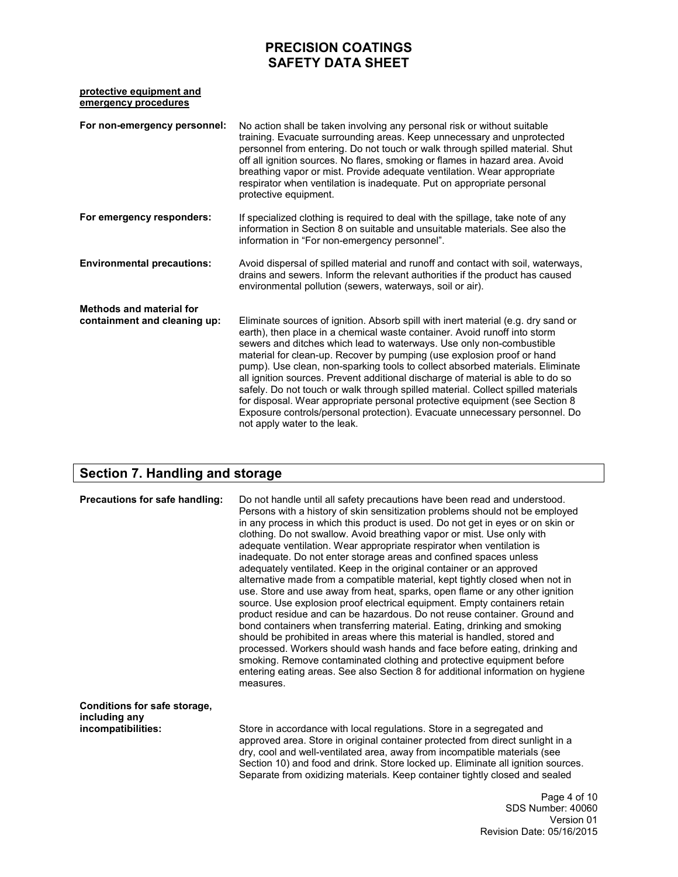**protective equipment and emergency procedures**

**For non-emergency personnel:** No action shall be taken involving any personal risk or without suitable training. Evacuate surrounding areas. Keep unnecessary and unprotected personnel from entering. Do not touch or walk through spilled material. Shut off all ignition sources. No flares, smoking or flames in hazard area. Avoid breathing vapor or mist. Provide adequate ventilation. Wear appropriate respirator when ventilation is inadequate. Put on appropriate personal protective equipment.

**For emergency responders:** If specialized clothing is required to deal with the spillage, take note of any information in Section 8 on suitable and unsuitable materials. See also the information in "For non-emergency personnel".

**Environmental precautions:** Avoid dispersal of spilled material and runoff and contact with soil, waterways, drains and sewers. Inform the relevant authorities if the product has caused environmental pollution (sewers, waterways, soil or air).

**Methods and material for containment and cleaning up:** Eliminate sources of ignition. Absorb spill with inert material (e.g. dry sand or earth), then place in a chemical waste container. Avoid runoff into storm sewers and ditches which lead to waterways. Use only non-combustible material for clean-up. Recover by pumping (use explosion proof or hand pump). Use clean, non-sparking tools to collect absorbed materials. Eliminate all ignition sources. Prevent additional discharge of material is able to do so safely. Do not touch or walk through spilled material. Collect spilled materials for disposal. Wear appropriate personal protective equipment (see Section 8 Exposure controls/personal protection). Evacuate unnecessary personnel. Do not apply water to the leak.

## Section 7. Handling and storage

**Precautions for safe handling:** Do not handle until all safety precautions have been read and understood. Persons with a history of skin sensitization problems should not be employed in any process in which this product is used. Do not get in eyes or on skin or clothing. Do not swallow. Avoid breathing vapor or mist. Use only with adequate ventilation. Wear appropriate respirator when ventilation is inadequate. Do not enter storage areas and confined spaces unless adequately ventilated. Keep in the original container or an approved alternative made from a compatible material, kept tightly closed when not in use. Store and use away from heat, sparks, open flame or any other ignition source. Use explosion proof electrical equipment. Empty containers retain product residue and can be hazardous. Do not reuse container. Ground and bond containers when transferring material. Eating, drinking and smoking should be prohibited in areas where this material is handled, stored and processed. Workers should wash hands and face before eating, drinking and smoking. Remove contaminated clothing and protective equipment before entering eating areas. See also Section 8 for additional information on hygiene measures.

**Conditions for safe storage, including any incompatibilities:** Store in accordance with local regulations. Store in a segregated and approved area. Store in original container protected from direct sunlight in a dry, cool and well-ventilated area, away from incompatible materials (see Section 10) and food and drink. Store locked up. Eliminate all ignition sources. Separate from oxidizing materials. Keep container tightly closed and sealed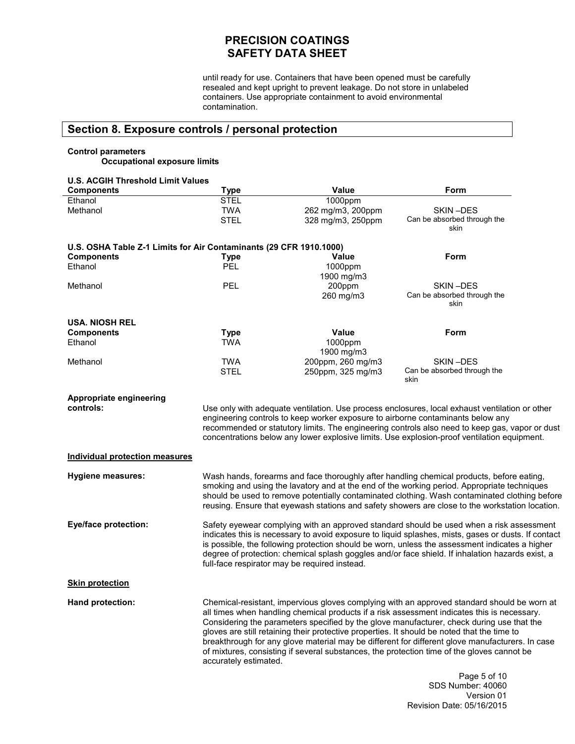until ready for use. Containers that have been opened must be carefully resealed and kept upright to prevent leakage. Do not store in unlabeled containers. Use appropriate containment to avoid environmental contamination.

## Section 8. Exposure controls / personal protection

**Control parameters**

**Occupational exposure limits**

**U.S. ACGIH Threshold Limit Values**

| Components | Type | Value | Form |
|---|---|---|---|
| Ethanol | STEL | 1000ppm | |
| Methanol | TWA | 262 mg/m3, 200ppm | SKIN –DES |
| | STEL | 328 mg/m3, 250ppm | Can be absorbed through the skin |

**U.S. OSHA Table Z-1 Limits for Air Contaminants (29 CFR 1910.1000)**

| Components | Type | Value | Form |
|---|---|---|---|
| Ethanol | PEL | 1000ppm<br>1900 mg/m3 | |
| Methanol | PEL | 200ppm<br>260 mg/m3 | SKIN –DES<br>Can be absorbed through the skin |

**USA. NIOSH REL**

| Components | Type | Value | Form |
|---|---|---|---|
| Ethanol | TWA | 1000ppm<br>1900 mg/m3 | |
| Methanol | TWA | 200ppm, 260 mg/m3 | SKIN –DES |
| | STEL | 250ppm, 325 mg/m3 | Can be absorbed through the skin |

**Appropriate engineering controls:** Use only with adequate ventilation. Use process enclosures, local exhaust ventilation or other engineering controls to keep worker exposure to airborne contaminants below any recommended or statutory limits. The engineering controls also need to keep gas, vapor or dust concentrations below any lower explosive limits. Use explosion-proof ventilation equipment.

**Individual protection measures**

**Hygiene measures:** Wash hands, forearms and face thoroughly after handling chemical products, before eating, smoking and using the lavatory and at the end of the working period. Appropriate techniques should be used to remove potentially contaminated clothing. Wash contaminated clothing before reusing. Ensure that eyewash stations and safety showers are close to the workstation location.

**Eye/face protection:** Safety eyewear complying with an approved standard should be used when a risk assessment indicates this is necessary to avoid exposure to liquid splashes, mists, gases or dusts. If contact is possible, the following protection should be worn, unless the assessment indicates a higher degree of protection: chemical splash goggles and/or face shield. If inhalation hazards exist, a full-face respirator may be required instead.

**Skin protection**

**Hand protection:** Chemical-resistant, impervious gloves complying with an approved standard should be worn at all times when handling chemical products if a risk assessment indicates this is necessary. Considering the parameters specified by the glove manufacturer, check during use that the gloves are still retaining their protective properties. It should be noted that the time to breakthrough for any glove material may be different for different glove manufacturers. In case of mixtures, consisting if several substances, the protection time of the gloves cannot be accurately estimated.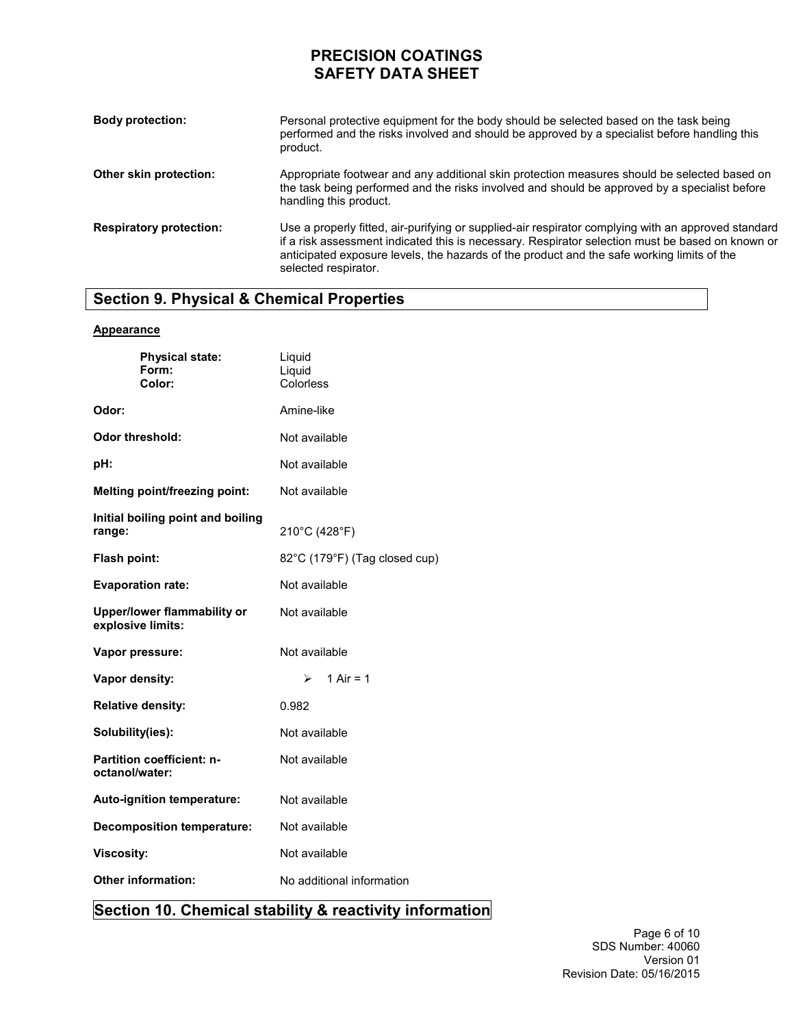**Body protection:** Personal protective equipment for the body should be selected based on the task being performed and the risks involved and should be approved by a specialist before handling this product.

**Other skin protection:** Appropriate footwear and any additional skin protection measures should be selected based on the task being performed and the risks involved and should be approved by a specialist before handling this product.

**Respiratory protection:** Use a properly fitted, air-purifying or supplied-air respirator complying with an approved standard if a risk assessment indicated this is necessary. Respirator selection must be based on known or anticipated exposure levels, the hazards of the product and the safe working limits of the selected respirator.

## Section 9. Physical & Chemical Properties

**Appearance**

| | |
|---|---|
| **Physical state:** | Liquid |
| **Form:** | Liquid |
| **Color:** | Colorless |
| **Odor:** | Amine-like |
| **Odor threshold:** | Not available |
| **pH:** | Not available |
| **Melting point/freezing point:** | Not available |
| **Initial boiling point and boiling range:** | 210°C (428°F) |
| **Flash point:** | 82°C (179°F) (Tag closed cup) |
| **Evaporation rate:** | Not available |
| **Upper/lower flammability or explosive limits:** | Not available |
| **Vapor pressure:** | Not available |
| **Vapor density:** | ➢ 1 Air = 1 |
| **Relative density:** | 0.982 |
| **Solubility(ies):** | Not available |
| **Partition coefficient: n-octanol/water:** | Not available |
| **Auto-ignition temperature:** | Not available |
| **Decomposition temperature:** | Not available |
| **Viscosity:** | Not available |
| **Other information:** | No additional information |

## Section 10. Chemical stability & reactivity information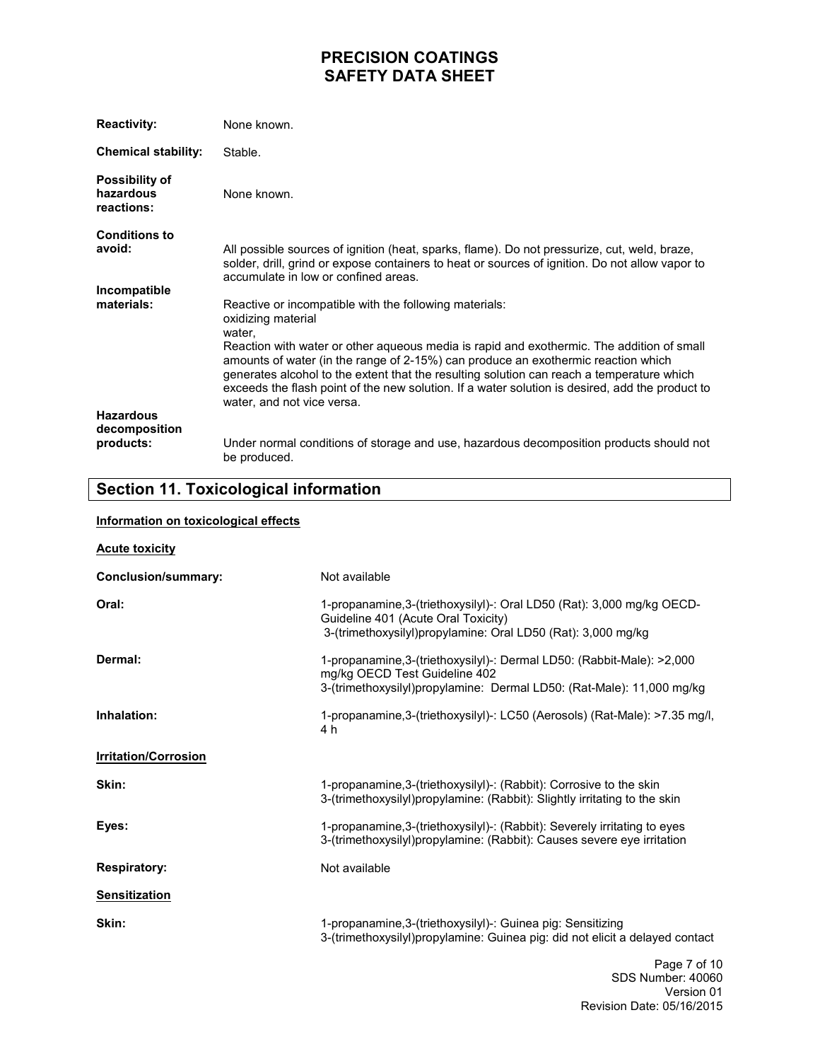**Reactivity:** None known.

**Chemical stability:** Stable.

**Possibility of hazardous reactions:** None known.

**Conditions to avoid:** All possible sources of ignition (heat, sparks, flame). Do not pressurize, cut, weld, braze, solder, drill, grind or expose containers to heat or sources of ignition. Do not allow vapor to accumulate in low or confined areas.

**Incompatible materials:** Reactive or incompatible with the following materials:
oxidizing material
water,
Reaction with water or other aqueous media is rapid and exothermic. The addition of small amounts of water (in the range of 2-15%) can produce an exothermic reaction which generates alcohol to the extent that the resulting solution can reach a temperature which exceeds the flash point of the new solution. If a water solution is desired, add the product to water, and not vice versa.

**Hazardous decomposition products:** Under normal conditions of storage and use, hazardous decomposition products should not be produced.

## Section 11. Toxicological information

**Information on toxicological effects**

**Acute toxicity**

**Conclusion/summary:** Not available

**Oral:** 1-propanamine,3-(triethoxysilyl)-: Oral LD50 (Rat): 3,000 mg/kg OECD-Guideline 401 (Acute Oral Toxicity)
3-(trimethoxysilyl)propylamine: Oral LD50 (Rat): 3,000 mg/kg

**Dermal:** 1-propanamine,3-(triethoxysilyl)-: Dermal LD50: (Rabbit-Male): >2,000 mg/kg OECD Test Guideline 402
3-(trimethoxysilyl)propylamine: Dermal LD50: (Rat-Male): 11,000 mg/kg

**Inhalation:** 1-propanamine,3-(triethoxysilyl)-: LC50 (Aerosols) (Rat-Male): >7.35 mg/l, 4 h

**Irritation/Corrosion**

**Skin:** 1-propanamine,3-(triethoxysilyl)-: (Rabbit): Corrosive to the skin
3-(trimethoxysilyl)propylamine: (Rabbit): Slightly irritating to the skin

**Eyes:** 1-propanamine,3-(triethoxysilyl)-: (Rabbit): Severely irritating to eyes
3-(trimethoxysilyl)propylamine: (Rabbit): Causes severe eye irritation

**Respiratory:** Not available

**Sensitization**

**Skin:** 1-propanamine,3-(triethoxysilyl)-: Guinea pig: Sensitizing
3-(trimethoxysilyl)propylamine: Guinea pig: did not elicit a delayed contact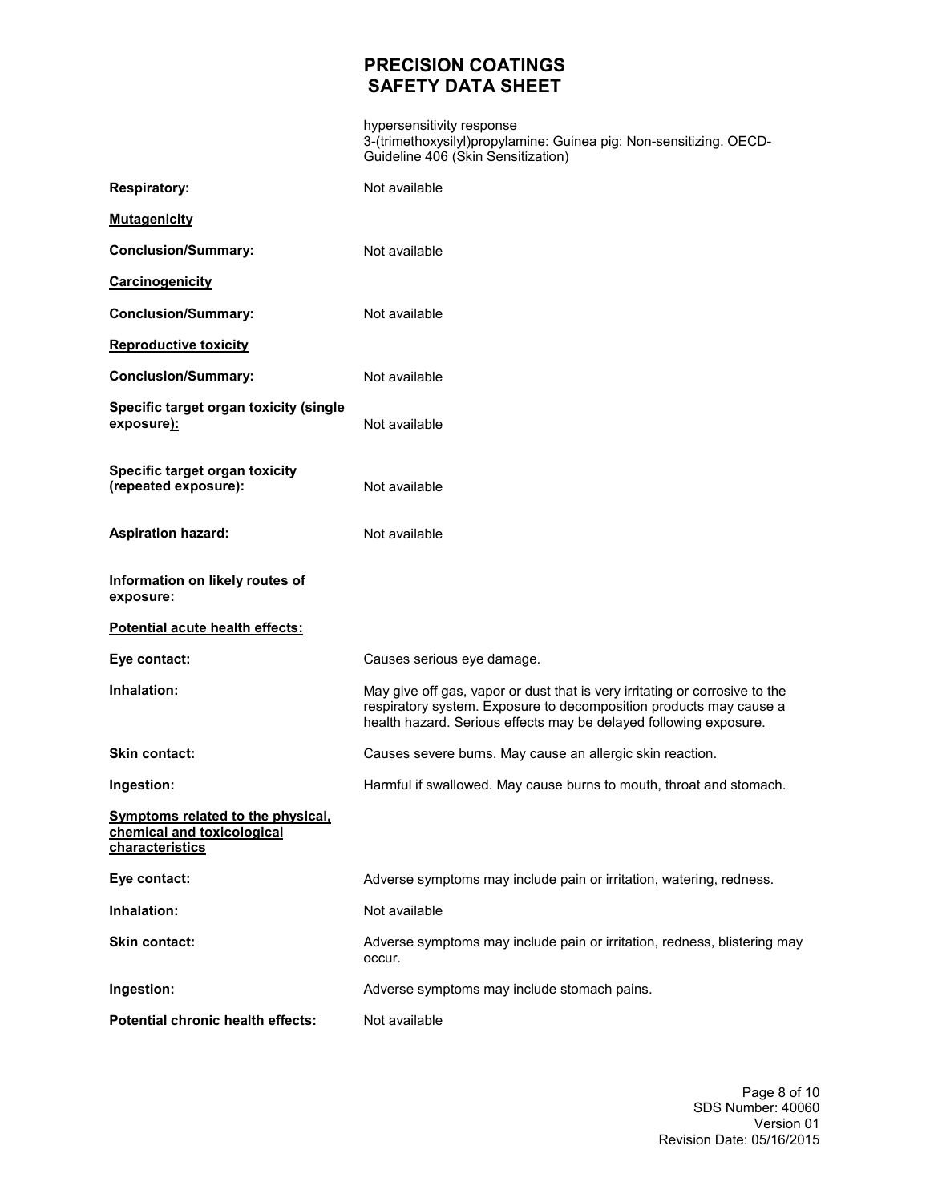hypersensitivity response
3-(trimethoxysilyl)propylamine: Guinea pig: Non-sensitizing. OECD-Guideline 406 (Skin Sensitization)

**Respiratory:** Not available

**Mutagenicity**

**Conclusion/Summary:** Not available

**Carcinogenicity**

**Conclusion/Summary:** Not available

**Reproductive toxicity**

**Conclusion/Summary:** Not available

**Specific target organ toxicity (single exposure):** Not available

**Specific target organ toxicity (repeated exposure):** Not available

**Aspiration hazard:** Not available

**Information on likely routes of exposure:**

**Potential acute health effects:**

**Eye contact:** Causes serious eye damage.

**Inhalation:** May give off gas, vapor or dust that is very irritating or corrosive to the respiratory system. Exposure to decomposition products may cause a health hazard. Serious effects may be delayed following exposure.

**Skin contact:** Causes severe burns. May cause an allergic skin reaction.

**Ingestion:** Harmful if swallowed. May cause burns to mouth, throat and stomach.

**Symptoms related to the physical, chemical and toxicological characteristics**

**Eye contact:** Adverse symptoms may include pain or irritation, watering, redness.

**Inhalation:** Not available

**Skin contact:** Adverse symptoms may include pain or irritation, redness, blistering may occur.

**Ingestion:** Adverse symptoms may include stomach pains.

**Potential chronic health effects:** Not available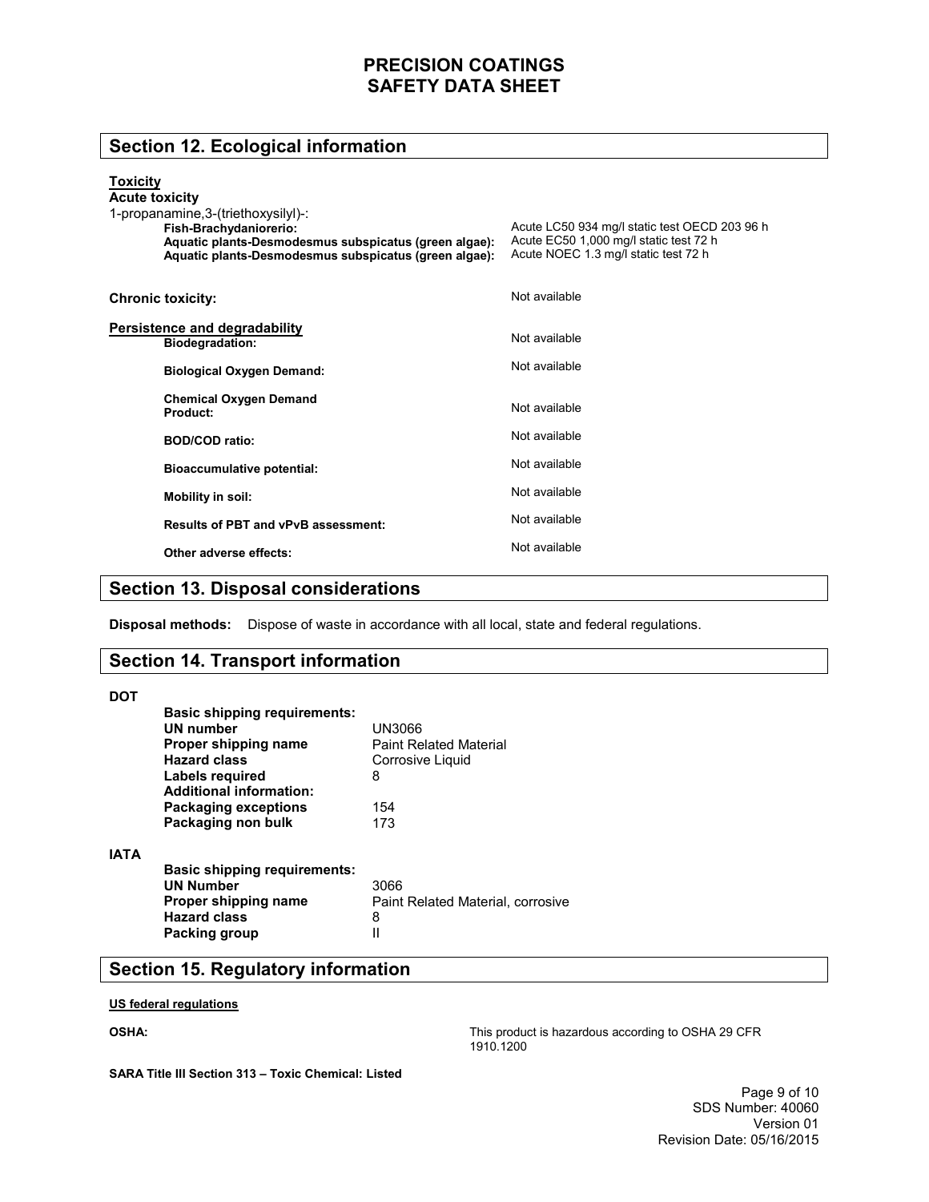## Section 12. Ecological information

**Toxicity**

**Acute toxicity**

1-propanamine,3-(triethoxysilyl)-:

| | |
|---|---|
| **Fish-Brachydaniorerio:** | Acute LC50 934 mg/l static test OECD 203 96 h |
| **Aquatic plants-Desmodesmus subspicatus (green algae):** | Acute EC50 1,000 mg/l static test 72 h |
| **Aquatic plants-Desmodesmus subspicatus (green algae):** | Acute NOEC 1.3 mg/l static test 72 h |

**Chronic toxicity:** Not available

**Persistence and degradability**

| | |
|---|---|
| **Biodegradation:** | Not available |
| **Biological Oxygen Demand:** | Not available |
| **Chemical Oxygen Demand Product:** | Not available |
| **BOD/COD ratio:** | Not available |
| **Bioaccumulative potential:** | Not available |
| **Mobility in soil:** | Not available |
| **Results of PBT and vPvB assessment:** | Not available |
| **Other adverse effects:** | Not available |

## Section 13. Disposal considerations

**Disposal methods:** Dispose of waste in accordance with all local, state and federal regulations.

## Section 14. Transport information

**DOT**

| | |
|---|---|
| **Basic shipping requirements:** | |
| **UN number** | UN3066 |
| **Proper shipping name** | Paint Related Material |
| **Hazard class** | Corrosive Liquid |
| **Labels required** | 8 |
| **Additional information:** | |
| **Packaging exceptions** | 154 |
| **Packaging non bulk** | 173 |

**IATA**

| | |
|---|---|
| **Basic shipping requirements:** | |
| **UN Number** | 3066 |
| **Proper shipping name** | Paint Related Material, corrosive |
| **Hazard class** | 8 |
| **Packing group** | II |

## Section 15. Regulatory information

**US federal regulations**

**OSHA:** This product is hazardous according to OSHA 29 CFR 1910.1200

**SARA Title III Section 313 – Toxic Chemical: Listed**

SDS Number: 40060
Version 01
Revision Date: 05/16/2015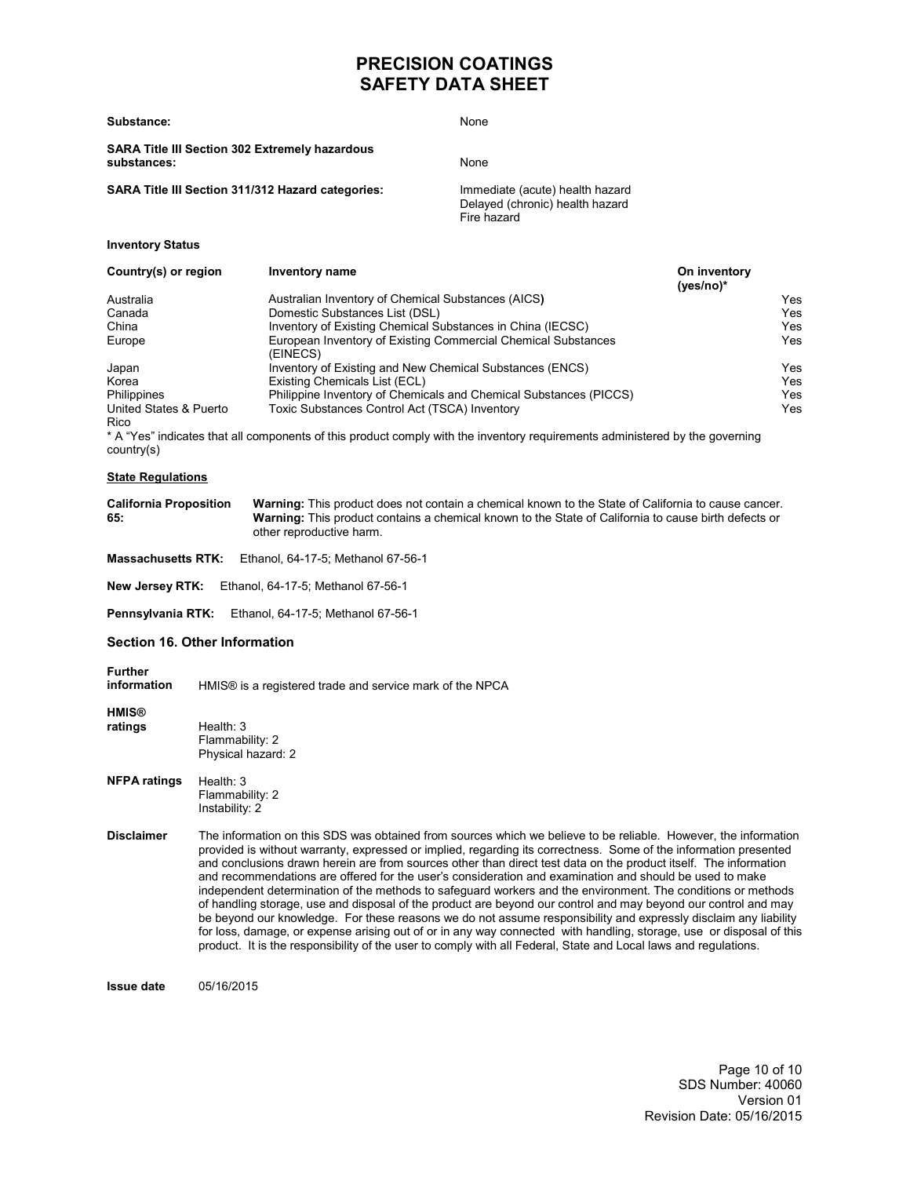# PRECISION COATINGS
# SAFETY DATA SHEET

**Substance:** None

**SARA Title III Section 302 Extremely hazardous substances:** None

**SARA Title III Section 311/312 Hazard categories:** Immediate (acute) health hazard
Delayed (chronic) health hazard
Fire hazard

**Inventory Status**

| Country(s) or region | Inventory name | On inventory (yes/no)* |
|---|---|---|
| Australia | Australian Inventory of Chemical Substances (AICS) | Yes |
| Canada | Domestic Substances List (DSL) | Yes |
| China | Inventory of Existing Chemical Substances in China (IECSC) | Yes |
| Europe | European Inventory of Existing Commercial Chemical Substances (EINECS) | Yes |
| Japan | Inventory of Existing and New Chemical Substances (ENCS) | Yes |
| Korea | Existing Chemicals List (ECL) | Yes |
| Philippines | Philippine Inventory of Chemicals and Chemical Substances (PICCS) | Yes |
| United States & Puerto Rico | Toxic Substances Control Act (TSCA) Inventory | Yes |

* A "Yes" indicates that all components of this product comply with the inventory requirements administered by the governing country(s)

**State Regulations**

**California Proposition 65:** **Warning:** This product does not contain a chemical known to the State of California to cause cancer.
**Warning:** This product contains a chemical known to the State of California to cause birth defects or other reproductive harm.

**Massachusetts RTK:** Ethanol, 64-17-5; Methanol 67-56-1

**New Jersey RTK:** Ethanol, 64-17-5; Methanol 67-56-1

**Pennsylvania RTK:** Ethanol, 64-17-5; Methanol 67-56-1

## Section 16. Other Information

**Further information** HMIS® is a registered trade and service mark of the NPCA

**HMIS® ratings**
Health: 3
Flammability: 2
Physical hazard: 2

**NFPA ratings**
Health: 3
Flammability: 2
Instability: 2

**Disclaimer** The information on this SDS was obtained from sources which we believe to be reliable. However, the information provided is without warranty, expressed or implied, regarding its correctness. Some of the information presented and conclusions drawn herein are from sources other than direct test data on the product itself. The information and recommendations are offered for the user's consideration and examination and should be used to make independent determination of the methods to safeguard workers and the environment. The conditions or methods of handling storage, use and disposal of the product are beyond our control and may beyond our control and may be beyond our knowledge. For these reasons we do not assume responsibility and expressly disclaim any liability for loss, damage, or expense arising out of or in any way connected with handling, storage, use or disposal of this product. It is the responsibility of the user to comply with all Federal, State and Local laws and regulations.

**Issue date** 05/16/2015

SDS Number: 40060
Version 01
Revision Date: 05/16/2015